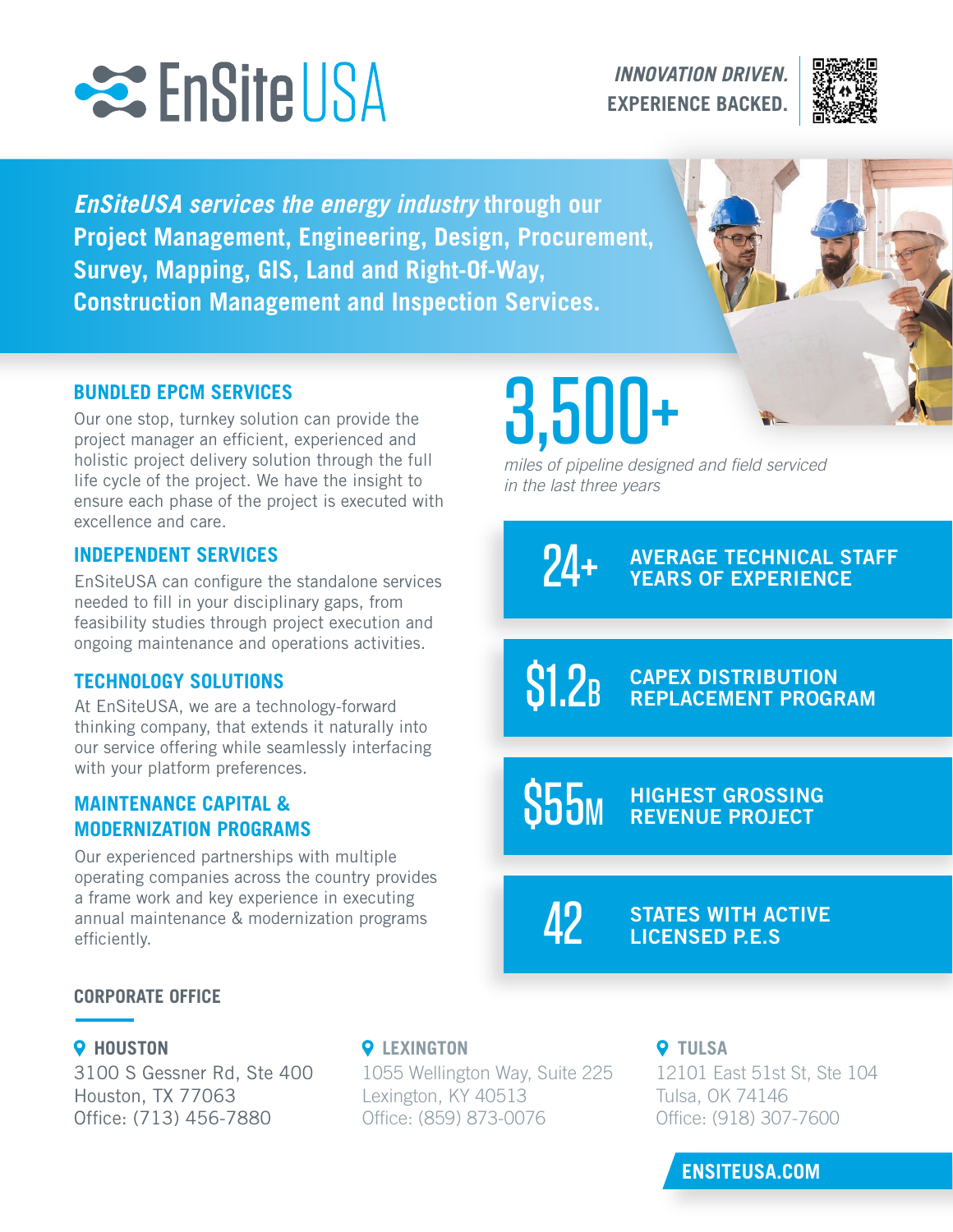# EnSite USA

*INNOVATION DRIVEN.*
**EXPERIENCE BACKED.**

***EnSiteUSA services the energy industry*** **through our Project Management, Engineering, Design, Procurement, Survey, Mapping, GIS, Land and Right-Of-Way, Construction Management and Inspection Services.**

## BUNDLED EPCM SERVICES

Our one stop, turnkey solution can provide the project manager an efficient, experienced and holistic project delivery solution through the full life cycle of the project. We have the insight to ensure each phase of the project is executed with excellence and care.

## INDEPENDENT SERVICES

EnSiteUSA can configure the standalone services needed to fill in your disciplinary gaps, from feasibility studies through project execution and ongoing maintenance and operations activities.

## TECHNOLOGY SOLUTIONS

At EnSiteUSA, we are a technology-forward thinking company, that extends it naturally into our service offering while seamlessly interfacing with your platform preferences.

## MAINTENANCE CAPITAL & MODERNIZATION PROGRAMS

Our experienced partnerships with multiple operating companies across the country provides a frame work and key experience in executing annual maintenance & modernization programs efficiently.

**3,500+**

*miles of pipeline designed and field serviced in the last three years*

**24+** AVERAGE TECHNICAL STAFF YEARS OF EXPERIENCE

**$1.2B** CAPEX DISTRIBUTION REPLACEMENT PROGRAM

**$55M** HIGHEST GROSSING REVENUE PROJECT

**42** STATES WITH ACTIVE LICENSED P.E.S

## CORPORATE OFFICE

**HOUSTON**
3100 S Gessner Rd, Ste 400
Houston, TX 77063
Office: (713) 456-7880

**LEXINGTON**
1055 Wellington Way, Suite 225
Lexington, KY 40513
Office: (859) 873-0076

**TULSA**
12101 East 51st St, Ste 104
Tulsa, OK 74146
Office: (918) 307-7600

**ENSITEUSA.COM**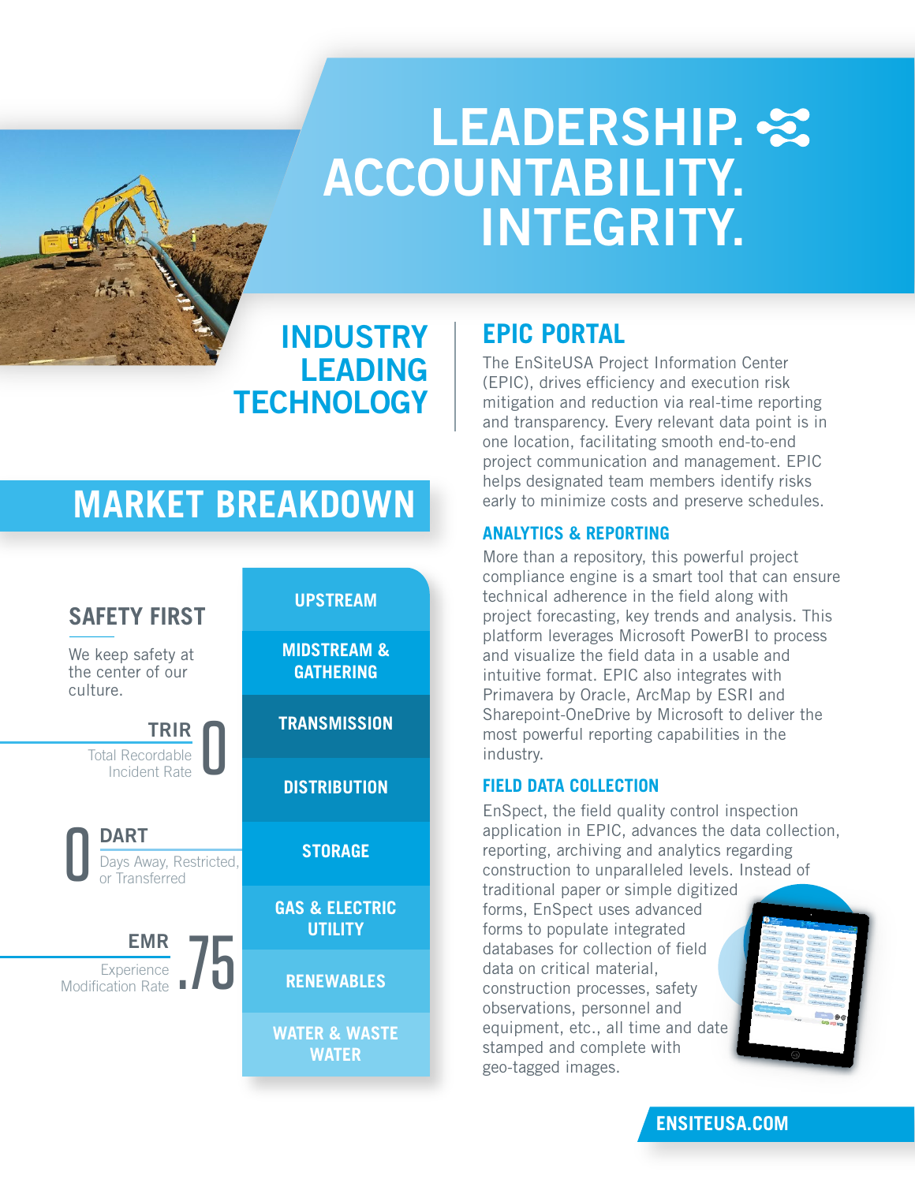# LEADERSHIP. ACCOUNTABILITY. INTEGRITY.

## INDUSTRY LEADING TECHNOLOGY

## EPIC PORTAL

The EnSiteUSA Project Information Center (EPIC), drives efficiency and execution risk mitigation and reduction via real-time reporting and transparency. Every relevant data point is in one location, facilitating smooth end-to-end project communication and management. EPIC helps designated team members identify risks early to minimize costs and preserve schedules.

### ANALYTICS & REPORTING

More than a repository, this powerful project compliance engine is a smart tool that can ensure technical adherence in the field along with project forecasting, key trends and analysis. This platform leverages Microsoft PowerBI to process and visualize the field data in a usable and intuitive format. EPIC also integrates with Primavera by Oracle, ArcMap by ESRI and Sharepoint-OneDrive by Microsoft to deliver the most powerful reporting capabilities in the industry.

### FIELD DATA COLLECTION

EnSpect, the field quality control inspection application in EPIC, advances the data collection, reporting, archiving and analytics regarding construction to unparalleled levels. Instead of traditional paper or simple digitized forms, EnSpect uses advanced forms to populate integrated databases for collection of field data on critical material, construction processes, safety observations, personnel and equipment, etc., all time and date stamped and complete with geo-tagged images.

## MARKET BREAKDOWN

- UPSTREAM
- MIDSTREAM & GATHERING
- TRANSMISSION
- DISTRIBUTION
- STORAGE
- GAS & ELECTRIC UTILITY
- RENEWABLES
- WATER & WASTE WATER

### SAFETY FIRST

We keep safety at the center of our culture.

**TRIR** 0
Total Recordable Incident Rate

**DART** 0
Days Away, Restricted, or Transferred

**EMR** .75
Experience Modification Rate

ENSITEUSA.COM